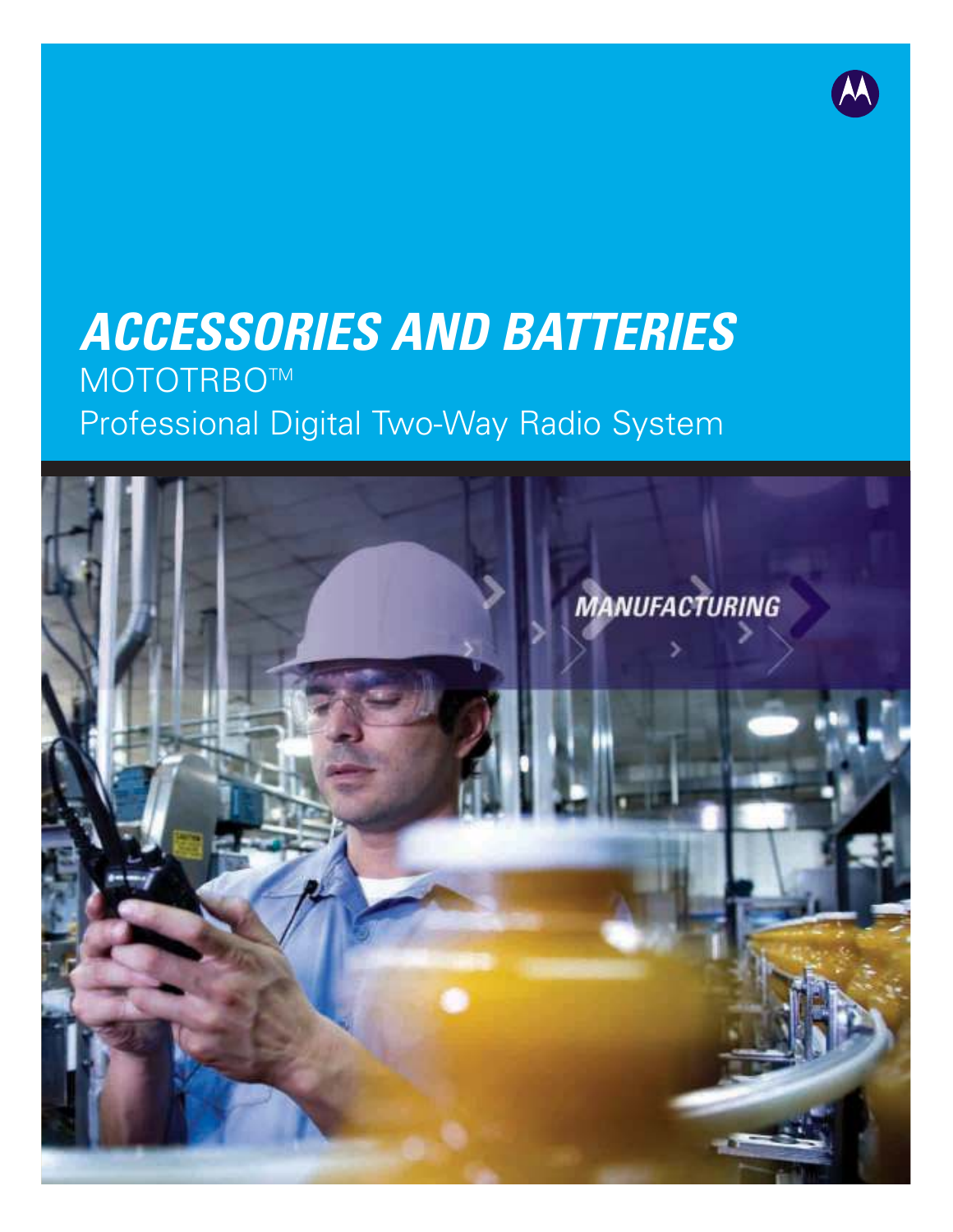# *ACCESSORIES AND BATTERIES*

MOTOTRBO™

Professional Digital Two-Way Radio System

MANUFACTURING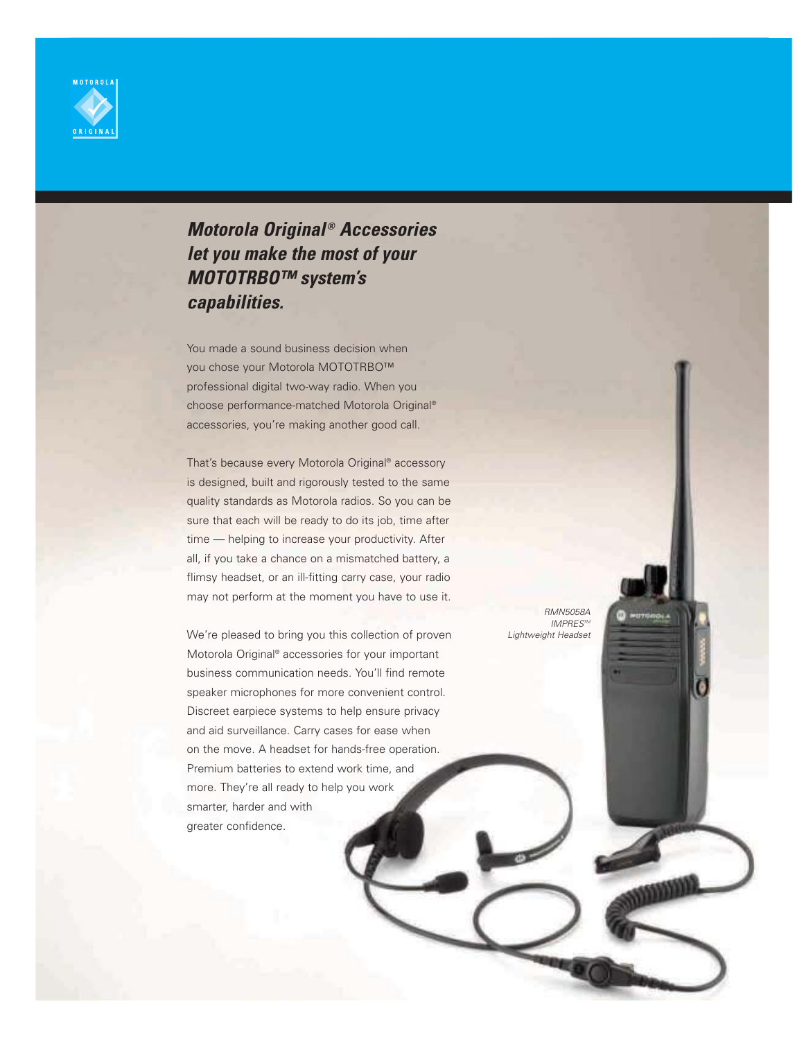MOTOROLA ORIGINAL

# *Motorola Original® Accessories let you make the most of your MOTOTRBO™ system's capabilities.*

You made a sound business decision when you chose your Motorola MOTOTRBO™ professional digital two-way radio. When you choose performance-matched Motorola Original® accessories, you're making another good call.

That's because every Motorola Original® accessory is designed, built and rigorously tested to the same quality standards as Motorola radios. So you can be sure that each will be ready to do its job, time after time — helping to increase your productivity. After all, if you take a chance on a mismatched battery, a flimsy headset, or an ill-fitting carry case, your radio may not perform at the moment you have to use it.

We're pleased to bring you this collection of proven Motorola Original® accessories for your important business communication needs. You'll find remote speaker microphones for more convenient control. Discreet earpiece systems to help ensure privacy and aid surveillance. Carry cases for ease when on the move. A headset for hands-free operation. Premium batteries to extend work time, and more. They're all ready to help you work smarter, harder and with greater confidence.

*RMN5058A IMPRES™ Lightweight Headset*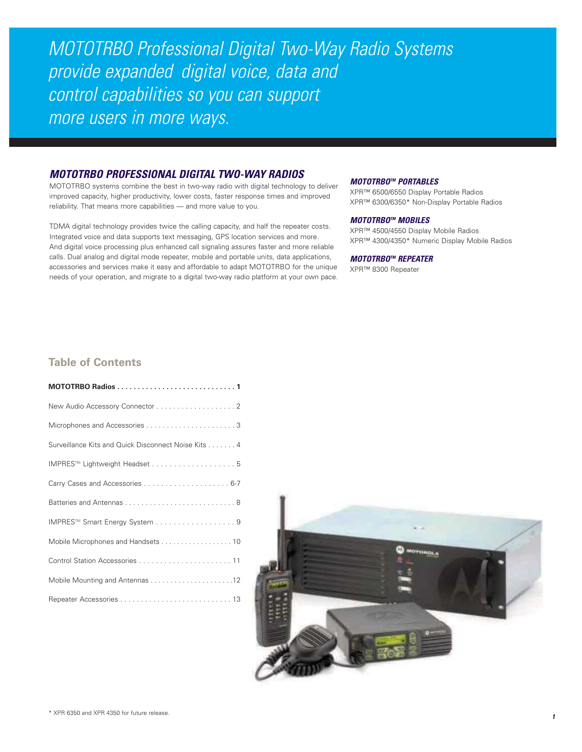*MOTOTRBO Professional Digital Two-Way Radio Systems provide expanded digital voice, data and control capabilities so you can support more users in more ways.*

## *MOTOTRBO PROFESSIONAL DIGITAL TWO-WAY RADIOS*

MOTOTRBO systems combine the best in two-way radio with digital technology to deliver improved capacity, higher productivity, lower costs, faster response times and improved reliability. That means more capabilities — and more value to you.

TDMA digital technology provides twice the calling capacity, and half the repeater costs. Integrated voice and data supports text messaging, GPS location services and more. And digital voice processing plus enhanced call signaling assures faster and more reliable calls. Dual analog and digital mode repeater, mobile and portable units, data applications, accessories and services make it easy and affordable to adapt MOTOTRBO for the unique needs of your operation, and migrate to a digital two-way radio platform at your own pace.

### *MOTOTRBO™ PORTABLES*

XPR™ 6500/6550 Display Portable Radios
XPR™ 6300/6350* Non-Display Portable Radios

### *MOTOTRBO™ MOBILES*

XPR™ 4500/4550 Display Mobile Radios
XPR™ 4300/4350* Numeric Display Mobile Radios

### *MOTOTRBO™ REPEATER*

XPR™ 8300 Repeater

## Table of Contents

**MOTOTRBO Radios . . . . . . . . . . . . . . . . . . . . . . . . . . . . . 1**

New Audio Accessory Connector . . . . . . . . . . . . . . . . . . . 2

Microphones and Accessories . . . . . . . . . . . . . . . . . . . . . . 3

Surveillance Kits and Quick Disconnect Noise Kits . . . . . . . 4

IMPRES™ Lightweight Headset . . . . . . . . . . . . . . . . . . . 5

Carry Cases and Accessories . . . . . . . . . . . . . . . . . . . . 6-7

Batteries and Antennas . . . . . . . . . . . . . . . . . . . . . . . . . . . 8

IMPRES™ Smart Energy System . . . . . . . . . . . . . . . . . . 9

Mobile Microphones and Handsets . . . . . . . . . . . . . . . . . 10

Control Station Accessories . . . . . . . . . . . . . . . . . . . . . . 11

Mobile Mounting and Antennas . . . . . . . . . . . . . . . . . . . .12

Repeater Accessories . . . . . . . . . . . . . . . . . . . . . . . . . . 13

\* XPR 6350 and XPR 4350 for future release.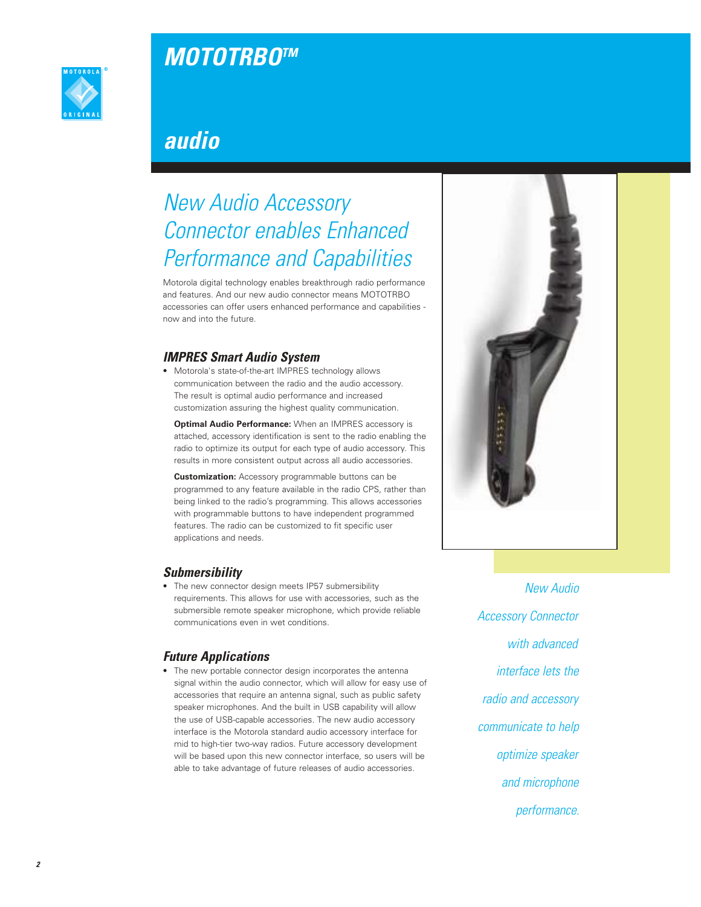# MOTOTRBO™

## audio

## New Audio Accessory Connector enables Enhanced Performance and Capabilities

Motorola digital technology enables breakthrough radio performance and features. And our new audio connector means MOTOTRBO accessories can offer users enhanced performance and capabilities - now and into the future.

### IMPRES Smart Audio System

- Motorola's state-of-the-art IMPRES technology allows communication between the radio and the audio accessory. The result is optimal audio performance and increased customization assuring the highest quality communication.

  **Optimal Audio Performance:** When an IMPRES accessory is attached, accessory identification is sent to the radio enabling the radio to optimize its output for each type of audio accessory. This results in more consistent output across all audio accessories.

  **Customization:** Accessory programmable buttons can be programmed to any feature available in the radio CPS, rather than being linked to the radio's programming. This allows accessories with programmable buttons to have independent programmed features. The radio can be customized to fit specific user applications and needs.

### Submersibility

- The new connector design meets IP57 submersibility requirements. This allows for use with accessories, such as the submersible remote speaker microphone, which provide reliable communications even in wet conditions.

### Future Applications

- The new portable connector design incorporates the antenna signal within the audio connector, which will allow for easy use of accessories that require an antenna signal, such as public safety speaker microphones. And the built in USB capability will allow the use of USB-capable accessories. The new audio accessory interface is the Motorola standard audio accessory interface for mid to high-tier two-way radios. Future accessory development will be based upon this new connector interface, so users will be able to take advantage of future releases of audio accessories.

*New Audio Accessory Connector with advanced interface lets the radio and accessory communicate to help optimize speaker and microphone performance.*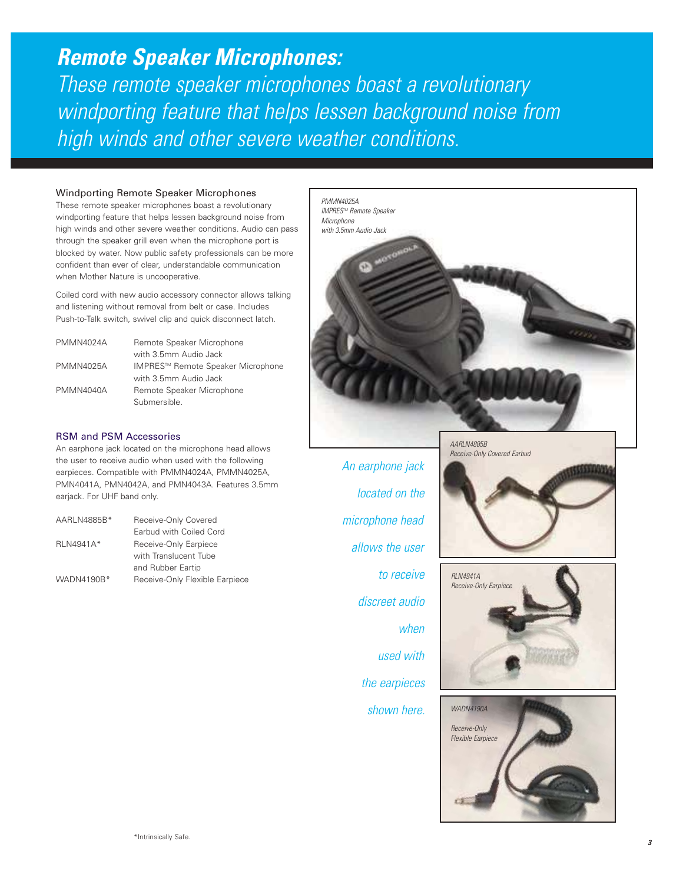# *Remote Speaker Microphones:*

*These remote speaker microphones boast a revolutionary windporting feature that helps lessen background noise from high winds and other severe weather conditions.*

### Windporting Remote Speaker Microphones

These remote speaker microphones boast a revolutionary windporting feature that helps lessen background noise from high winds and other severe weather conditions. Audio can pass through the speaker grill even when the microphone port is blocked by water. Now public safety professionals can be more confident than ever of clear, understandable communication when Mother Nature is uncooperative.

Coiled cord with new audio accessory connector allows talking and listening without removal from belt or case. Includes Push-to-Talk switch, swivel clip and quick disconnect latch.

| | |
|---|---|
| PMMN4024A | Remote Speaker Microphone with 3.5mm Audio Jack |
| PMMN4025A | IMPRES™ Remote Speaker Microphone with 3.5mm Audio Jack |
| PMMN4040A | Remote Speaker Microphone Submersible. |

### RSM and PSM Accessories

An earphone jack located on the microphone head allows the user to receive audio when used with the following earpieces. Compatible with PMMN4024A, PMMN4025A, PMN4041A, PMN4042A, and PMN4043A. Features 3.5mm earjack. For UHF band only.

| | |
|---|---|
| AARLN4885B* | Receive-Only Covered Earbud with Coiled Cord |
| RLN4941A* | Receive-Only Earpiece with Translucent Tube and Rubber Eartip |
| WADN4190B* | Receive-Only Flexible Earpiece |

*PMMN4025A IMPRES™ Remote Speaker Microphone with 3.5mm Audio Jack*

*An earphone jack located on the microphone head allows the user to receive discreet audio when used with the earpieces shown here.*

*AARLN4885B Receive-Only Covered Earbud*

*RLN4941A Receive-Only Earpiece*

*WADN4190A Receive-Only Flexible Earpiece*

*Intrinsically Safe.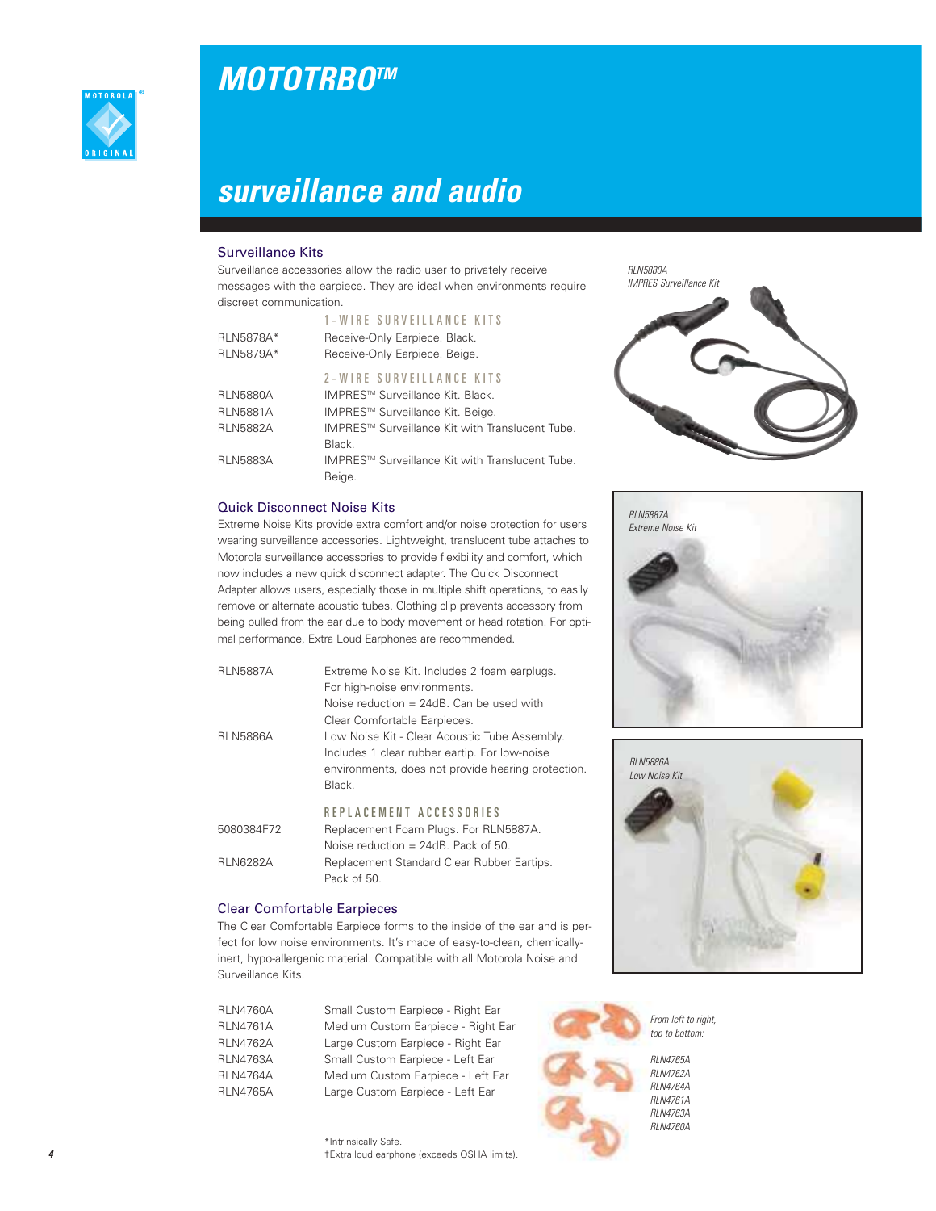# MOTOTRBO™

## surveillance and audio

### Surveillance Kits

Surveillance accessories allow the radio user to privately receive messages with the earpiece. They are ideal when environments require discreet communication.

| | **1-WIRE SURVEILLANCE KITS** |
|---|---|
| RLN5878A* | Receive-Only Earpiece. Black. |
| RLN5879A* | Receive-Only Earpiece. Beige. |
| | **2-WIRE SURVEILLANCE KITS** |
| RLN5880A | IMPRES™ Surveillance Kit. Black. |
| RLN5881A | IMPRES™ Surveillance Kit. Beige. |
| RLN5882A | IMPRES™ Surveillance Kit with Translucent Tube. Black. |
| RLN5883A | IMPRES™ Surveillance Kit with Translucent Tube. Beige. |

*RLN5880A*
*IMPRES Surveillance Kit*

### Quick Disconnect Noise Kits

Extreme Noise Kits provide extra comfort and/or noise protection for users wearing surveillance accessories. Lightweight, translucent tube attaches to Motorola surveillance accessories to provide flexibility and comfort, which now includes a new quick disconnect adapter. The Quick Disconnect Adapter allows users, especially those in multiple shift operations, to easily remove or alternate acoustic tubes. Clothing clip prevents accessory from being pulled from the ear due to body movement or head rotation. For optimal performance, Extra Loud Earphones are recommended.

| | |
|---|---|
| RLN5887A | Extreme Noise Kit. Includes 2 foam earplugs. For high-noise environments. Noise reduction = 24dB. Can be used with Clear Comfortable Earpieces. |
| RLN5886A | Low Noise Kit - Clear Acoustic Tube Assembly. Includes 1 clear rubber eartip. For low-noise environments, does not provide hearing protection. Black. |
| | **REPLACEMENT ACCESSORIES** |
| 5080384F72 | Replacement Foam Plugs. For RLN5887A. Noise reduction = 24dB. Pack of 50. |
| RLN6282A | Replacement Standard Clear Rubber Eartips. Pack of 50. |

*RLN5887A*
*Extreme Noise Kit*

*RLN5886A*
*Low Noise Kit*

### Clear Comfortable Earpieces

The Clear Comfortable Earpiece forms to the inside of the ear and is perfect for low noise environments. It's made of easy-to-clean, chemically-inert, hypo-allergenic material. Compatible with all Motorola Noise and Surveillance Kits.

| | |
|---|---|
| RLN4760A | Small Custom Earpiece - Right Ear |
| RLN4761A | Medium Custom Earpiece - Right Ear |
| RLN4762A | Large Custom Earpiece - Right Ear |
| RLN4763A | Small Custom Earpiece - Left Ear |
| RLN4764A | Medium Custom Earpiece - Left Ear |
| RLN4765A | Large Custom Earpiece - Left Ear |

*From left to right, top to bottom:*

*RLN4765A*
*RLN4762A*
*RLN4764A*
*RLN4761A*
*RLN4763A*
*RLN4760A*

*Intrinsically Safe.
†Extra loud earphone (exceeds OSHA limits).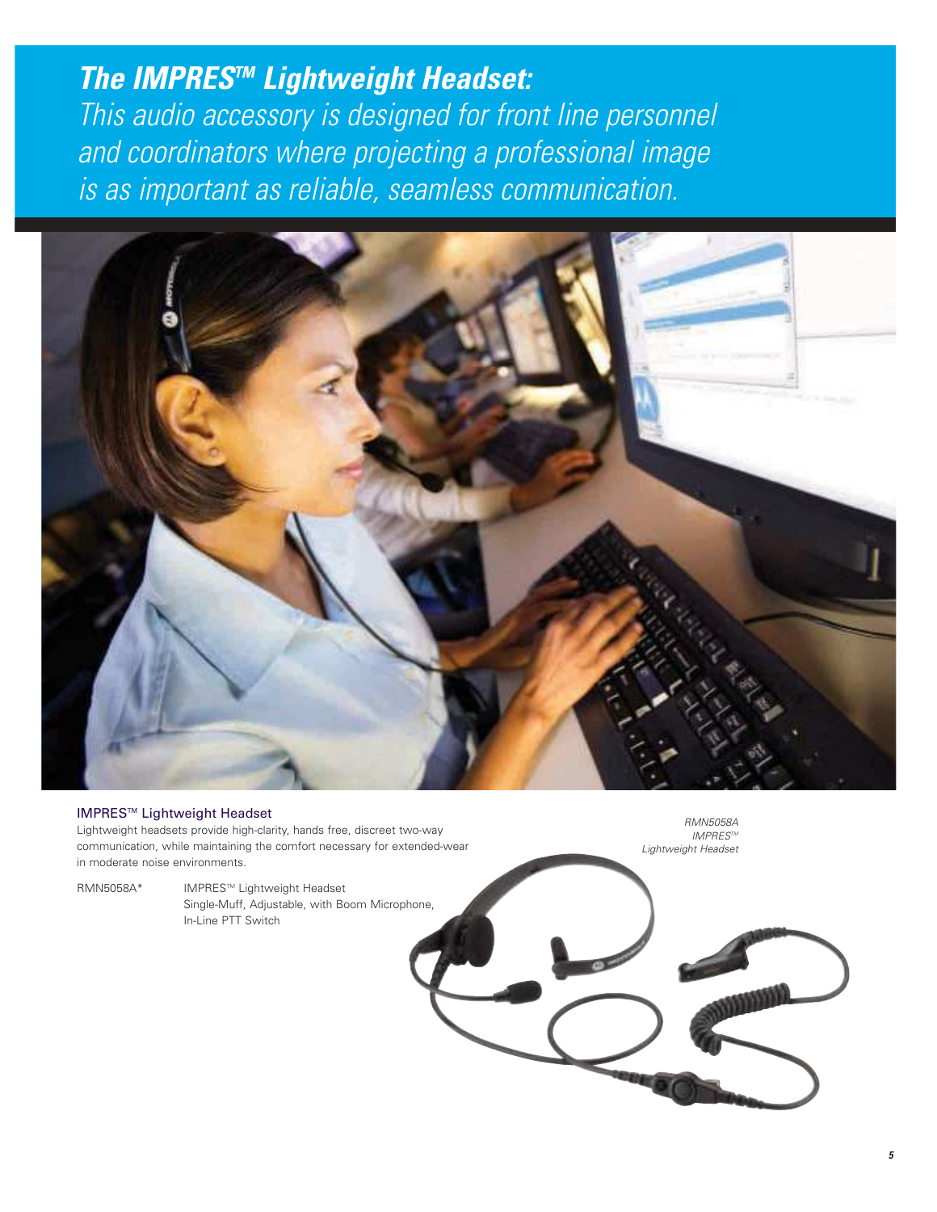## ***The IMPRES™ Lightweight Headset:***

*This audio accessory is designed for front line personnel and coordinators where projecting a professional image is as important as reliable, seamless communication.*

### IMPRES™ Lightweight Headset

Lightweight headsets provide high-clarity, hands free, discreet two-way communication, while maintaining the comfort necessary for extended-wear in moderate noise environments.

| | |
|---|---|
| RMN5058A* | IMPRES™ Lightweight Headset<br>Single-Muff, Adjustable, with Boom Microphone, In-Line PTT Switch |

*RMN5058A IMPRES™ Lightweight Headset*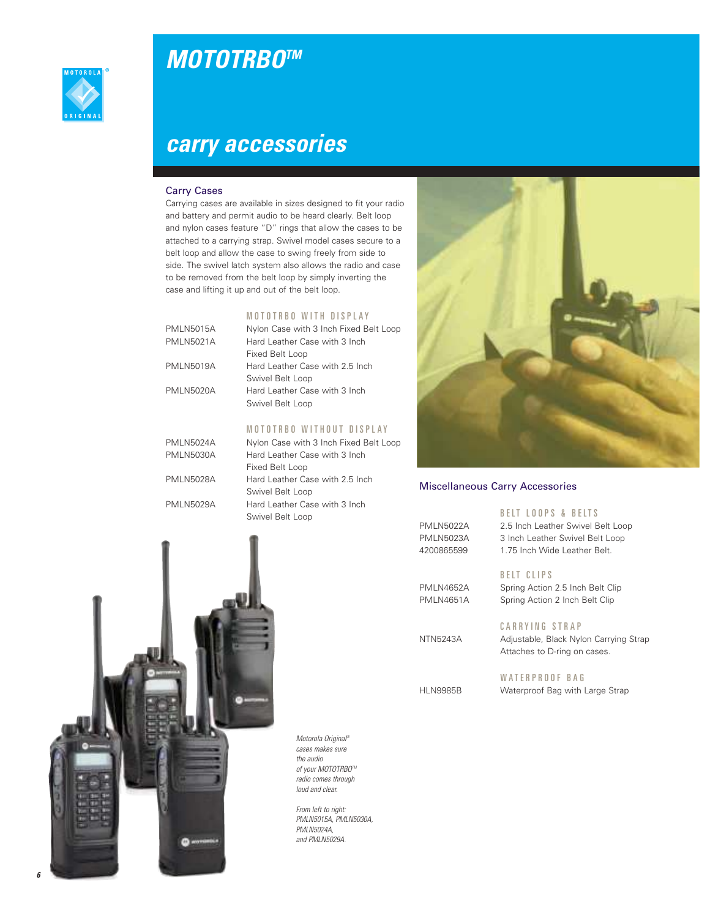# MOTOTRBO™

## carry accessories

### Carry Cases

Carrying cases are available in sizes designed to fit your radio and battery and permit audio to be heard clearly. Belt loop and nylon cases feature "D" rings that allow the cases to be attached to a carrying strap. Swivel model cases secure to a belt loop and allow the case to swing freely from side to side. The swivel latch system also allows the radio and case to be removed from the belt loop by simply inverting the case and lifting it up and out of the belt loop.

**MOTOTRBO WITH DISPLAY**

| | |
|---|---|
| PMLN5015A | Nylon Case with 3 Inch Fixed Belt Loop |
| PMLN5021A | Hard Leather Case with 3 Inch Fixed Belt Loop |
| PMLN5019A | Hard Leather Case with 2.5 Inch Swivel Belt Loop |
| PMLN5020A | Hard Leather Case with 3 Inch Swivel Belt Loop |

**MOTOTRBO WITHOUT DISPLAY**

| | |
|---|---|
| PMLN5024A | Nylon Case with 3 Inch Fixed Belt Loop |
| PMLN5030A | Hard Leather Case with 3 Inch Fixed Belt Loop |
| PMLN5028A | Hard Leather Case with 2.5 Inch Swivel Belt Loop |
| PMLN5029A | Hard Leather Case with 3 Inch Swivel Belt Loop |

*Motorola Original® cases makes sure the audio of your MOTOTRBO™ radio comes through loud and clear.*

*From left to right: PMLN5015A, PMLN5030A, PMLN5024A, and PMLN5029A.*

### Miscellaneous Carry Accessories

**BELT LOOPS & BELTS**

| | |
|---|---|
| PMLN5022A | 2.5 Inch Leather Swivel Belt Loop |
| PMLN5023A | 3 Inch Leather Swivel Belt Loop |
| 4200865599 | 1.75 Inch Wide Leather Belt. |

**BELT CLIPS**

| | |
|---|---|
| PMLN4652A | Spring Action 2.5 Inch Belt Clip |
| PMLN4651A | Spring Action 2 Inch Belt Clip |

**CARRYING STRAP**

| | |
|---|---|
| NTN5243A | Adjustable, Black Nylon Carrying Strap Attaches to D-ring on cases. |

**WATERPROOF BAG**

| | |
|---|---|
| HLN9985B | Waterproof Bag with Large Strap |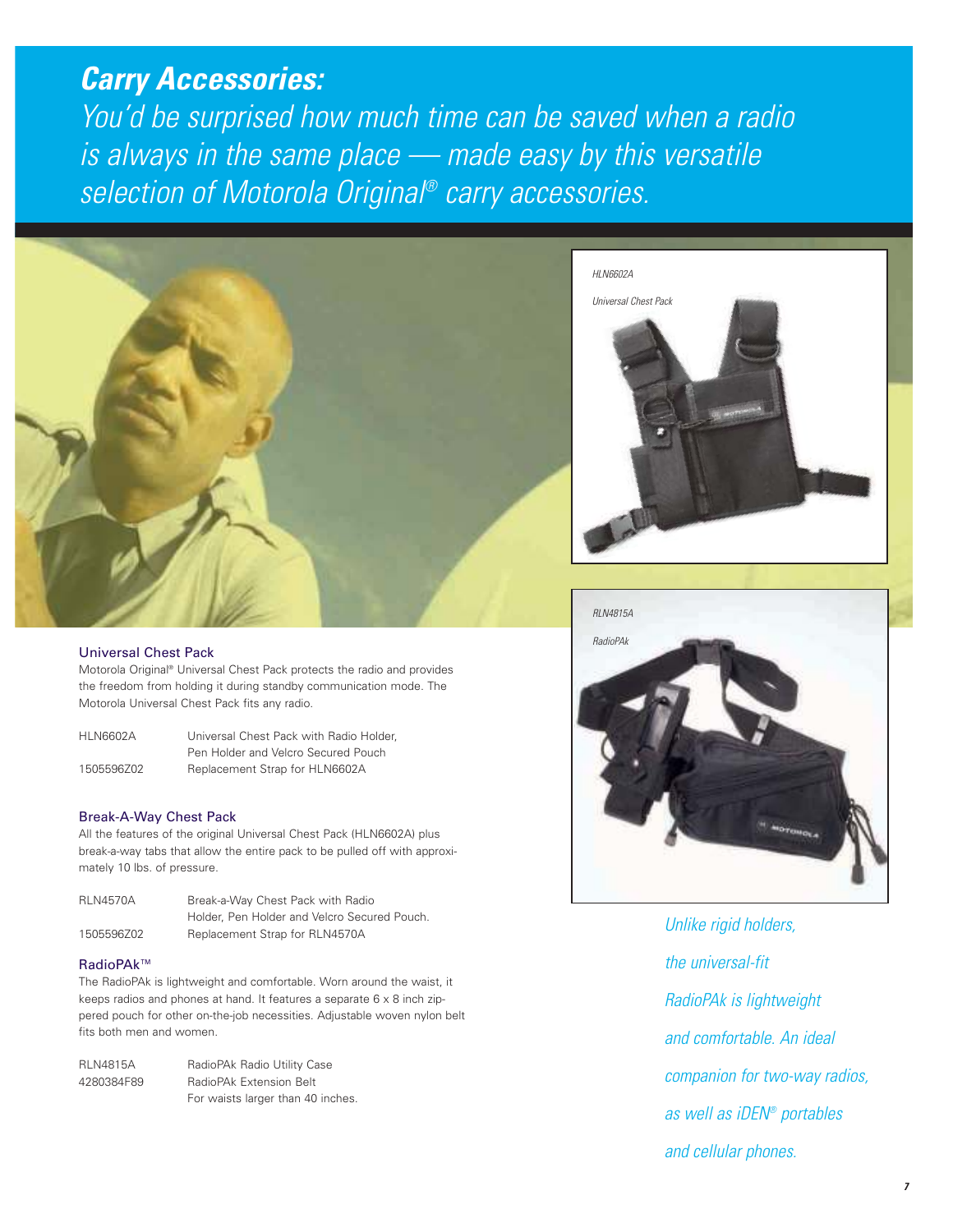# *Carry Accessories:*

*You'd be surprised how much time can be saved when a radio is always in the same place — made easy by this versatile selection of Motorola Original® carry accessories.*

*HLN6602A*

*Universal Chest Pack*

*RLN4815A*

*RadioPAk*

## Universal Chest Pack

Motorola Original® Universal Chest Pack protects the radio and provides the freedom from holding it during standby communication mode. The Motorola Universal Chest Pack fits any radio.

| | |
|---|---|
| HLN6602A | Universal Chest Pack with Radio Holder, Pen Holder and Velcro Secured Pouch |
| 1505596Z02 | Replacement Strap for HLN6602A |

## Break-A-Way Chest Pack

All the features of the original Universal Chest Pack (HLN6602A) plus break-a-way tabs that allow the entire pack to be pulled off with approximately 10 lbs. of pressure.

| | |
|---|---|
| RLN4570A | Break-a-Way Chest Pack with Radio Holder, Pen Holder and Velcro Secured Pouch. |
| 1505596Z02 | Replacement Strap for RLN4570A |

## RadioPAk™

The RadioPAk is lightweight and comfortable. Worn around the waist, it keeps radios and phones at hand. It features a separate 6 x 8 inch zippered pouch for other on-the-job necessities. Adjustable woven nylon belt fits both men and women.

| | |
|---|---|
| RLN4815A | RadioPAk Radio Utility Case |
| 4280384F89 | RadioPAk Extension Belt For waists larger than 40 inches. |

*Unlike rigid holders, the universal-fit RadioPAk is lightweight and comfortable. An ideal companion for two-way radios, as well as iDEN® portables and cellular phones.*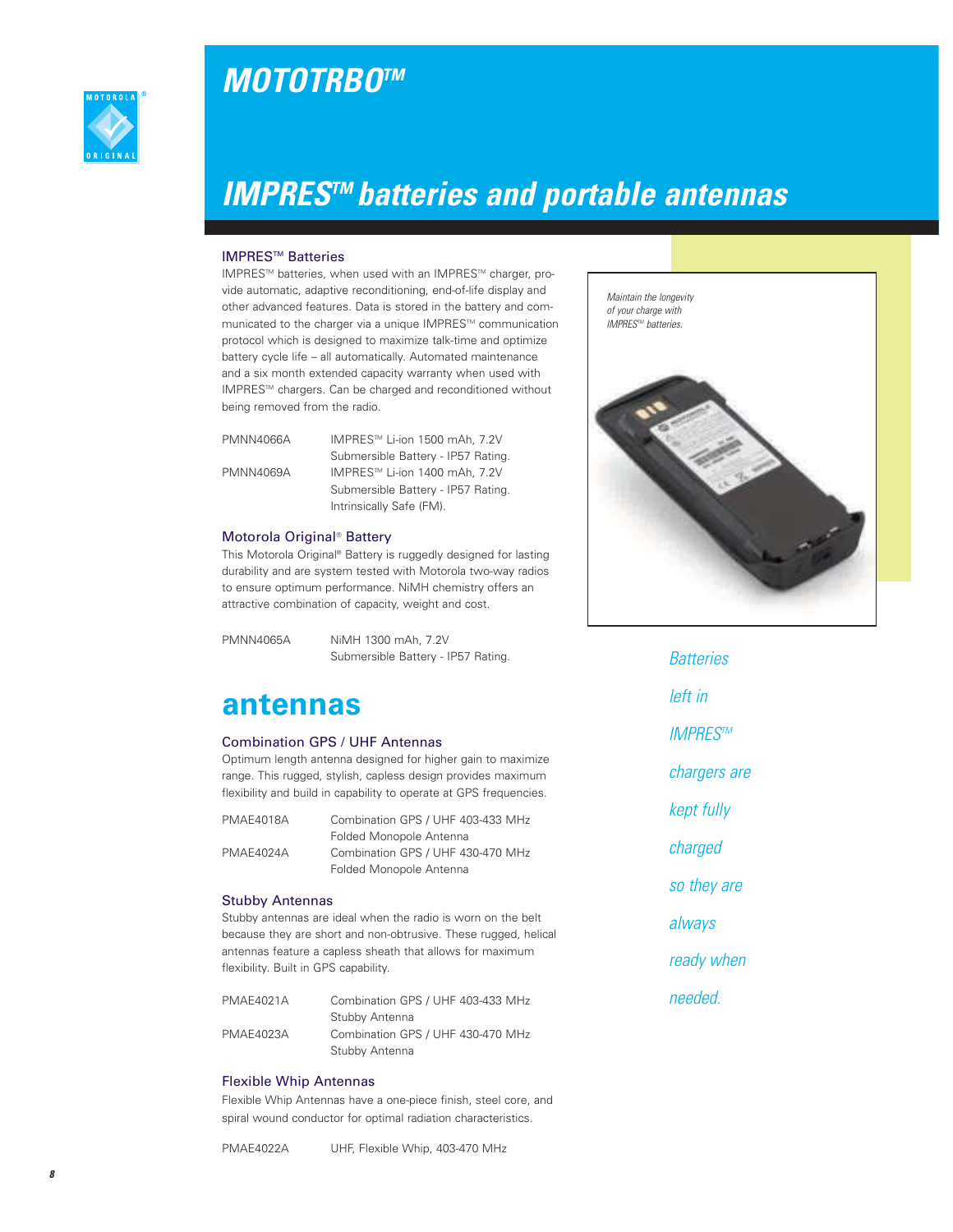# MOTOTRBO™

## IMPRES™ batteries and portable antennas

### IMPRES™ Batteries

IMPRES™ batteries, when used with an IMPRES™ charger, provide automatic, adaptive reconditioning, end-of-life display and other advanced features. Data is stored in the battery and communicated to the charger via a unique IMPRES™ communication protocol which is designed to maximize talk-time and optimize battery cycle life – all automatically. Automated maintenance and a six month extended capacity warranty when used with IMPRES™ chargers. Can be charged and reconditioned without being removed from the radio.

| | |
|---|---|
| PMNN4066A | IMPRES™ Li-ion 1500 mAh, 7.2V Submersible Battery - IP57 Rating. |
| PMNN4069A | IMPRES™ Li-ion 1400 mAh, 7.2V Submersible Battery - IP57 Rating. Intrinsically Safe (FM). |

*Maintain the longevity of your charge with IMPRES™ batteries.*

### Motorola Original® Battery

This Motorola Original® Battery is ruggedly designed for lasting durability and are system tested with Motorola two-way radios to ensure optimum performance. NiMH chemistry offers an attractive combination of capacity, weight and cost.

| | |
|---|---|
| PMNN4065A | NiMH 1300 mAh, 7.2V Submersible Battery - IP57 Rating. |

*Batteries left in IMPRES™ chargers are kept fully charged so they are always ready when needed.*

## antennas

### Combination GPS / UHF Antennas

Optimum length antenna designed for higher gain to maximize range. This rugged, stylish, capless design provides maximum flexibility and build in capability to operate at GPS frequencies.

| | |
|---|---|
| PMAE4018A | Combination GPS / UHF 403-433 MHz Folded Monopole Antenna |
| PMAE4024A | Combination GPS / UHF 430-470 MHz Folded Monopole Antenna |

### Stubby Antennas

Stubby antennas are ideal when the radio is worn on the belt because they are short and non-obtrusive. These rugged, helical antennas feature a capless sheath that allows for maximum flexibility. Built in GPS capability.

| | |
|---|---|
| PMAE4021A | Combination GPS / UHF 403-433 MHz Stubby Antenna |
| PMAE4023A | Combination GPS / UHF 430-470 MHz Stubby Antenna |

### Flexible Whip Antennas

Flexible Whip Antennas have a one-piece finish, steel core, and spiral wound conductor for optimal radiation characteristics.

| | |
|---|---|
| PMAE4022A | UHF, Flexible Whip, 403-470 MHz |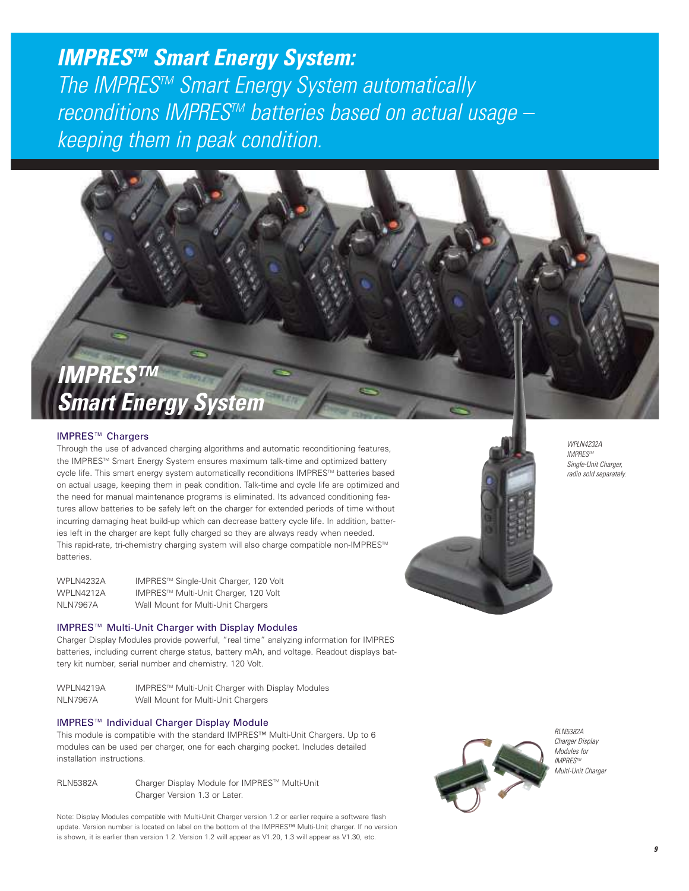# IMPRES™ Smart Energy System:

*The IMPRES™ Smart Energy System automatically reconditions IMPRES™ batteries based on actual usage – keeping them in peak condition.*

## IMPRES™ Smart Energy System

### IMPRES™ Chargers

Through the use of advanced charging algorithms and automatic reconditioning features, the IMPRES™ Smart Energy System ensures maximum talk-time and optimized battery cycle life. This smart energy system automatically reconditions IMPRES™ batteries based on actual usage, keeping them in peak condition. Talk-time and cycle life are optimized and the need for manual maintenance programs is eliminated. Its advanced conditioning features allow batteries to be safely left on the charger for extended periods of time without incurring damaging heat build-up which can decrease battery cycle life. In addition, batteries left in the charger are kept fully charged so they are always ready when needed. This rapid-rate, tri-chemistry charging system will also charge compatible non-IMPRES™ batteries.

| | |
|---|---|
| WPLN4232A | IMPRES™ Single-Unit Charger, 120 Volt |
| WPLN4212A | IMPRES™ Multi-Unit Charger, 120 Volt |
| NLN7967A | Wall Mount for Multi-Unit Chargers |

*WPLN4232A IMPRES™ Single-Unit Charger, radio sold separately.*

### IMPRES™ Multi-Unit Charger with Display Modules

Charger Display Modules provide powerful, "real time" analyzing information for IMPRES batteries, including current charge status, battery mAh, and voltage. Readout displays battery kit number, serial number and chemistry. 120 Volt.

| | |
|---|---|
| WPLN4219A | IMPRES™ Multi-Unit Charger with Display Modules |
| NLN7967A | Wall Mount for Multi-Unit Chargers |

### IMPRES™ Individual Charger Display Module

This module is compatible with the standard IMPRES™ Multi-Unit Chargers. Up to 6 modules can be used per charger, one for each charging pocket. Includes detailed installation instructions.

| | |
|---|---|
| RLN5382A | Charger Display Module for IMPRES™ Multi-Unit Charger Version 1.3 or Later. |

*RLN5382A Charger Display Modules for IMPRES™ Multi-Unit Charger*

Note: Display Modules compatible with Multi-Unit Charger version 1.2 or earlier require a software flash update. Version number is located on label on the bottom of the IMPRES™ Multi-Unit charger. If no version is shown, it is earlier than version 1.2. Version 1.2 will appear as V1.20, 1.3 will appear as V1.30, etc.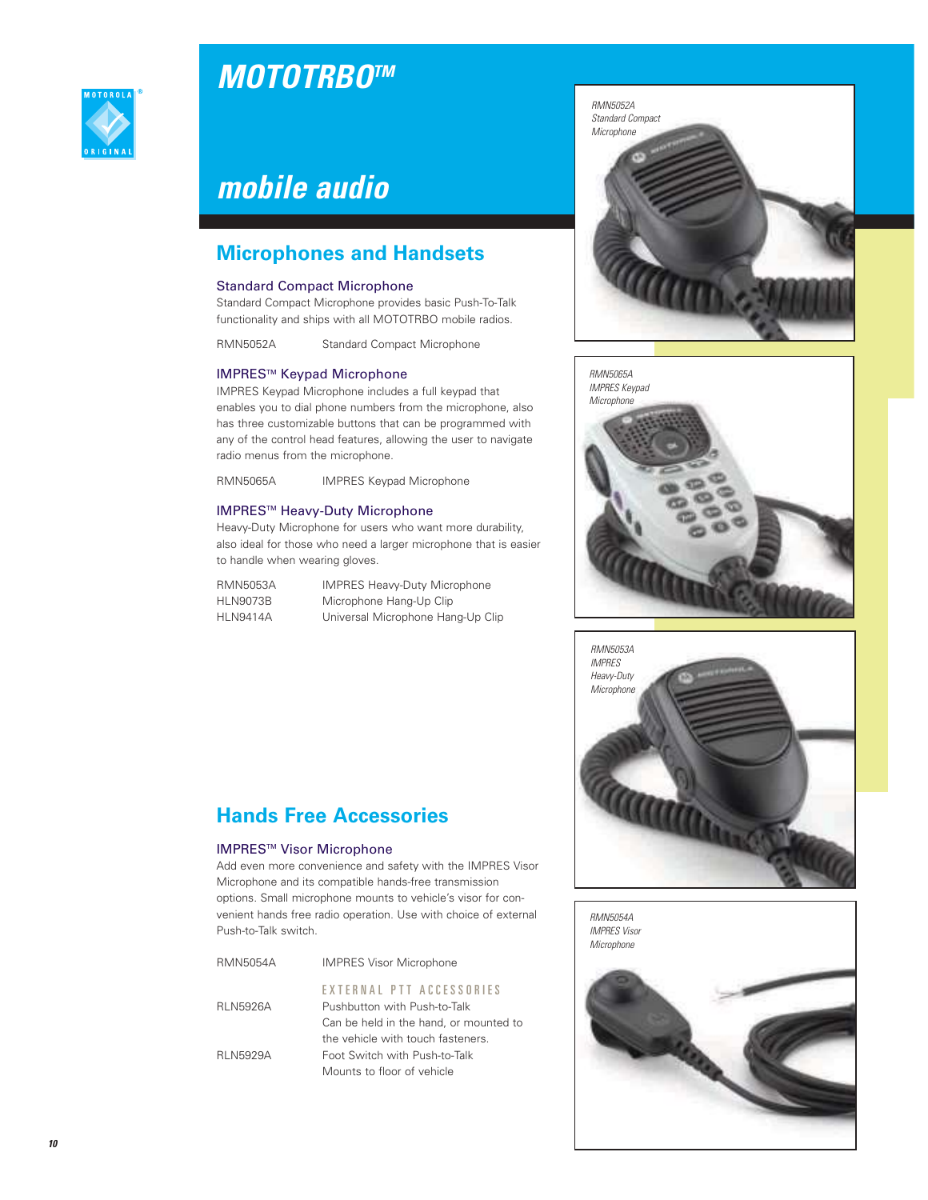# MOTOTRBO™

# mobile audio

## Microphones and Handsets

### Standard Compact Microphone

Standard Compact Microphone provides basic Push-To-Talk functionality and ships with all MOTOTRBO mobile radios.

| | |
|---|---|
| RMN5052A | Standard Compact Microphone |

### IMPRES™ Keypad Microphone

IMPRES Keypad Microphone includes a full keypad that enables you to dial phone numbers from the microphone, also has three customizable buttons that can be programmed with any of the control head features, allowing the user to navigate radio menus from the microphone.

| | |
|---|---|
| RMN5065A | IMPRES Keypad Microphone |

### IMPRES™ Heavy-Duty Microphone

Heavy-Duty Microphone for users who want more durability, also ideal for those who need a larger microphone that is easier to handle when wearing gloves.

| | |
|---|---|
| RMN5053A | IMPRES Heavy-Duty Microphone |
| HLN9073B | Microphone Hang-Up Clip |
| HLN9414A | Universal Microphone Hang-Up Clip |

## Hands Free Accessories

### IMPRES™ Visor Microphone

Add even more convenience and safety with the IMPRES Visor Microphone and its compatible hands-free transmission options. Small microphone mounts to vehicle's visor for convenient hands free radio operation. Use with choice of external Push-to-Talk switch.

| | |
|---|---|
| RMN5054A | IMPRES Visor Microphone |
| | **EXTERNAL PTT ACCESSORIES** |
| RLN5926A | Pushbutton with Push-to-Talk<br>Can be held in the hand, or mounted to the vehicle with touch fasteners. |
| RLN5929A | Foot Switch with Push-to-Talk<br>Mounts to floor of vehicle |

*RMN5052A Standard Compact Microphone*

*RMN5065A IMPRES Keypad Microphone*

*RMN5053A IMPRES Heavy-Duty Microphone*

*RMN5054A IMPRES Visor Microphone*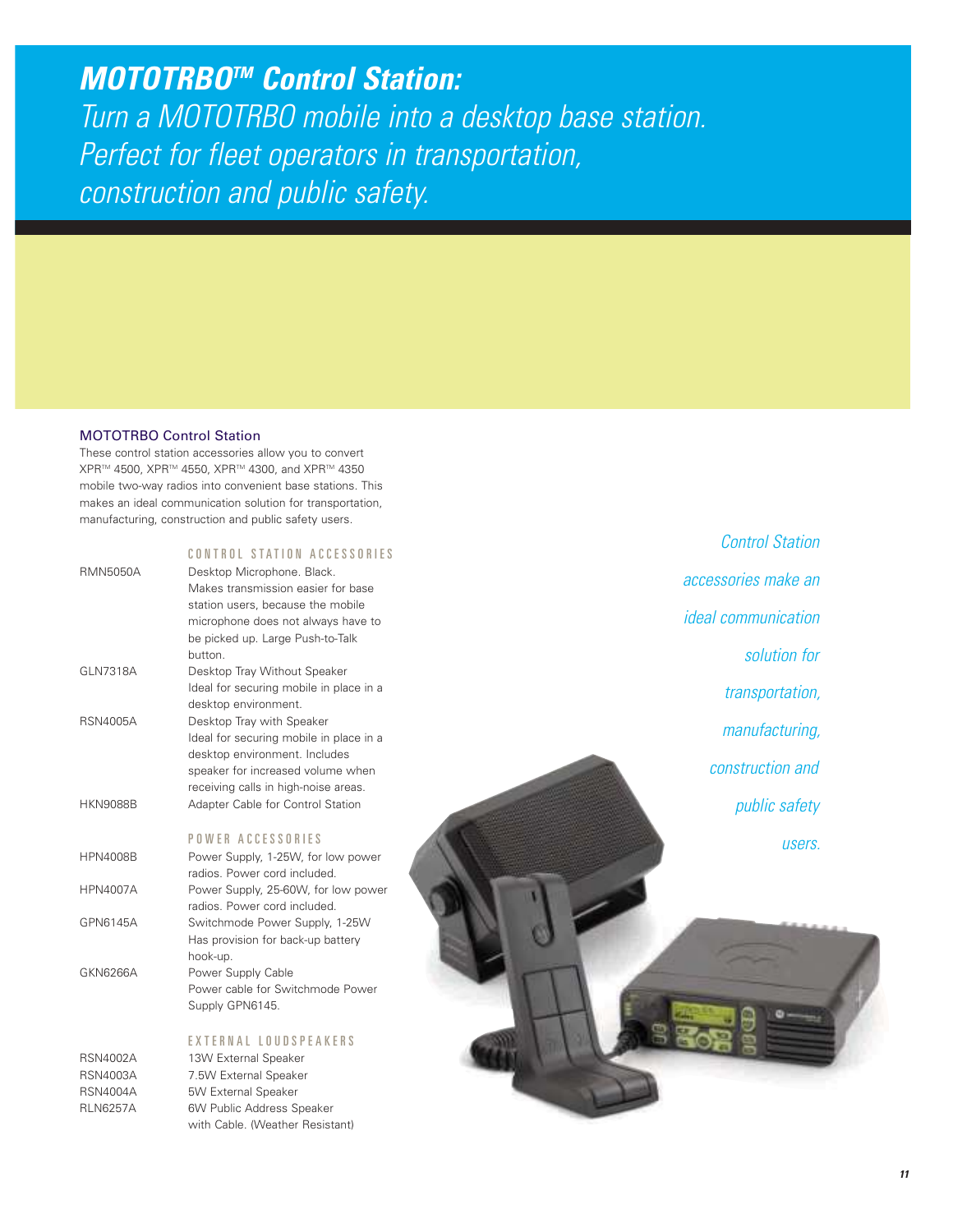# ***MOTOTRBO™ Control Station:***

*Turn a MOTOTRBO mobile into a desktop base station. Perfect for fleet operators in transportation, construction and public safety.*

## MOTOTRBO Control Station

These control station accessories allow you to convert XPR™ 4500, XPR™ 4550, XPR™ 4300, and XPR™ 4350 mobile two-way radios into convenient base stations. This makes an ideal communication solution for transportation, manufacturing, construction and public safety users.

### CONTROL STATION ACCESSORIES

| | |
|---|---|
| RMN5050A | Desktop Microphone. Black. Makes transmission easier for base station users, because the mobile microphone does not always have to be picked up. Large Push-to-Talk button. |
| GLN7318A | Desktop Tray Without Speaker. Ideal for securing mobile in place in a desktop environment. |
| RSN4005A | Desktop Tray with Speaker. Ideal for securing mobile in place in a desktop environment. Includes speaker for increased volume when receiving calls in high-noise areas. |
| HKN9088B | Adapter Cable for Control Station |

### POWER ACCESSORIES

| | |
|---|---|
| HPN4008B | Power Supply, 1-25W, for low power radios. Power cord included. |
| HPN4007A | Power Supply, 25-60W, for low power radios. Power cord included. |
| GPN6145A | Switchmode Power Supply, 1-25W. Has provision for back-up battery hook-up. |
| GKN6266A | Power Supply Cable. Power cable for Switchmode Power Supply GPN6145. |

### EXTERNAL LOUDSPEAKERS

| | |
|---|---|
| RSN4002A | 13W External Speaker |
| RSN4003A | 7.5W External Speaker |
| RSN4004A | 5W External Speaker |
| RLN6257A | 6W Public Address Speaker with Cable. (Weather Resistant) |

*Control Station accessories make an ideal communication solution for transportation, manufacturing, construction and public safety users.*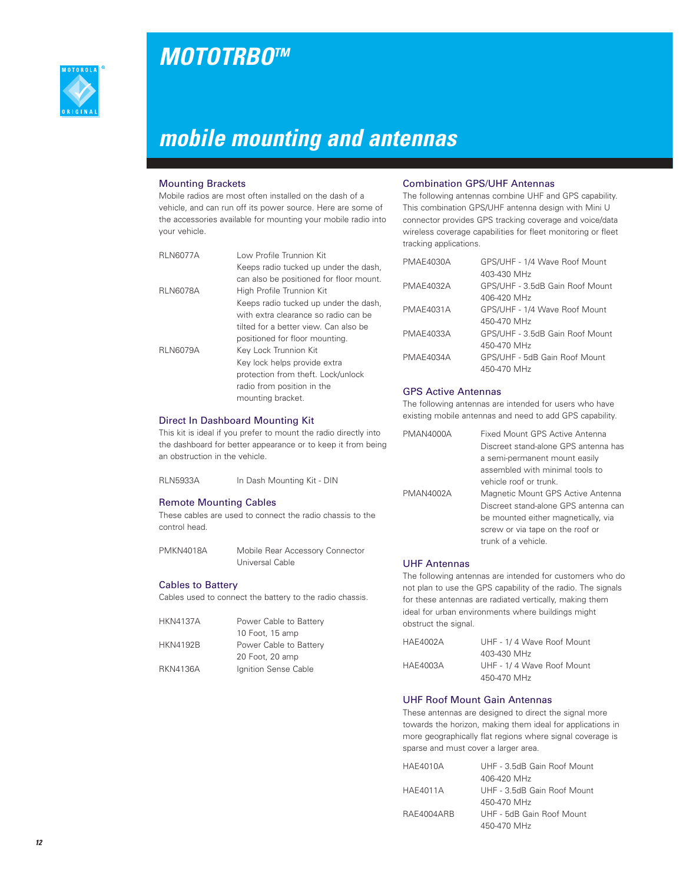# MOTOTRBO™

## mobile mounting and antennas

### Mounting Brackets

Mobile radios are most often installed on the dash of a vehicle, and can run off its power source. Here are some of the accessories available for mounting your mobile radio into your vehicle.

| | |
|---|---|
| RLN6077A | Low Profile Trunnion Kit<br>Keeps radio tucked up under the dash, can also be positioned for floor mount. |
| RLN6078A | High Profile Trunnion Kit<br>Keeps radio tucked up under the dash, with extra clearance so radio can be tilted for a better view. Can also be positioned for floor mounting. |
| RLN6079A | Key Lock Trunnion Kit<br>Key lock helps provide extra protection from theft. Lock/unlock radio from position in the mounting bracket. |

### Direct In Dashboard Mounting Kit

This kit is ideal if you prefer to mount the radio directly into the dashboard for better appearance or to keep it from being an obstruction in the vehicle.

| | |
|---|---|
| RLN5933A | In Dash Mounting Kit - DIN |

### Remote Mounting Cables

These cables are used to connect the radio chassis to the control head.

| | |
|---|---|
| PMKN4018A | Mobile Rear Accessory Connector Universal Cable |

### Cables to Battery

Cables used to connect the battery to the radio chassis.

| | |
|---|---|
| HKN4137A | Power Cable to Battery<br>10 Foot, 15 amp |
| HKN4192B | Power Cable to Battery<br>20 Foot, 20 amp |
| RKN4136A | Ignition Sense Cable |

### Combination GPS/UHF Antennas

The following antennas combine UHF and GPS capability. This combination GPS/UHF antenna design with Mini U connector provides GPS tracking coverage and voice/data wireless coverage capabilities for fleet monitoring or fleet tracking applications.

| | |
|---|---|
| PMAE4030A | GPS/UHF - 1/4 Wave Roof Mount<br>403-430 MHz |
| PMAE4032A | GPS/UHF - 3.5dB Gain Roof Mount<br>406-420 MHz |
| PMAE4031A | GPS/UHF - 1/4 Wave Roof Mount<br>450-470 MHz |
| PMAE4033A | GPS/UHF - 3.5dB Gain Roof Mount<br>450-470 MHz |
| PMAE4034A | GPS/UHF - 5dB Gain Roof Mount<br>450-470 MHz |

### GPS Active Antennas

The following antennas are intended for users who have existing mobile antennas and need to add GPS capability.

| | |
|---|---|
| PMAN4000A | Fixed Mount GPS Active Antenna<br>Discreet stand-alone GPS antenna has a semi-permanent mount easily assembled with minimal tools to vehicle roof or trunk. |
| PMAN4002A | Magnetic Mount GPS Active Antenna<br>Discreet stand-alone GPS antenna can be mounted either magnetically, via screw or via tape on the roof or trunk of a vehicle. |

### UHF Antennas

The following antennas are intended for customers who do not plan to use the GPS capability of the radio. The signals for these antennas are radiated vertically, making them ideal for urban environments where buildings might obstruct the signal.

| | |
|---|---|
| HAE4002A | UHF - 1/ 4 Wave Roof Mount<br>403-430 MHz |
| HAE4003A | UHF - 1/ 4 Wave Roof Mount<br>450-470 MHz |

### UHF Roof Mount Gain Antennas

These antennas are designed to direct the signal more towards the horizon, making them ideal for applications in more geographically flat regions where signal coverage is sparse and must cover a larger area.

| | |
|---|---|
| HAE4010A | UHF - 3.5dB Gain Roof Mount<br>406-420 MHz |
| HAE4011A | UHF - 3.5dB Gain Roof Mount<br>450-470 MHz |
| RAE4004ARB | UHF - 5dB Gain Roof Mount<br>450-470 MHz |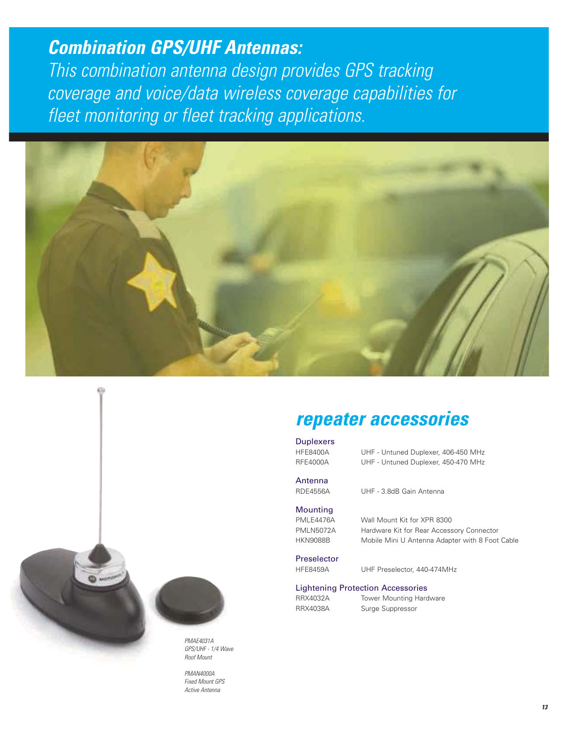## *Combination GPS/UHF Antennas:*

*This combination antenna design provides GPS tracking coverage and voice/data wireless coverage capabilities for fleet monitoring or fleet tracking applications.*

*PMAE4031A*
*GPS/UHF - 1/4 Wave*
*Roof Mount*

*PMAN4000A*
*Fixed Mount GPS*
*Active Antenna*

## *repeater accessories*

### Duplexers

| | |
|---|---|
| HFE8400A | UHF - Untuned Duplexer, 406-450 MHz |
| RFE4000A | UHF - Untuned Duplexer, 450-470 MHz |

### Antenna

| | |
|---|---|
| RDE4556A | UHF - 3.8dB Gain Antenna |

### Mounting

| | |
|---|---|
| PMLE4476A | Wall Mount Kit for XPR 8300 |
| PMLN5072A | Hardware Kit for Rear Accessory Connector |
| HKN9088B | Mobile Mini U Antenna Adapter with 8 Foot Cable |

### Preselector

| | |
|---|---|
| HFE8459A | UHF Preselector, 440-474MHz |

### Lightening Protection Accessories

| | |
|---|---|
| RRX4032A | Tower Mounting Hardware |
| RRX4038A | Surge Suppressor |